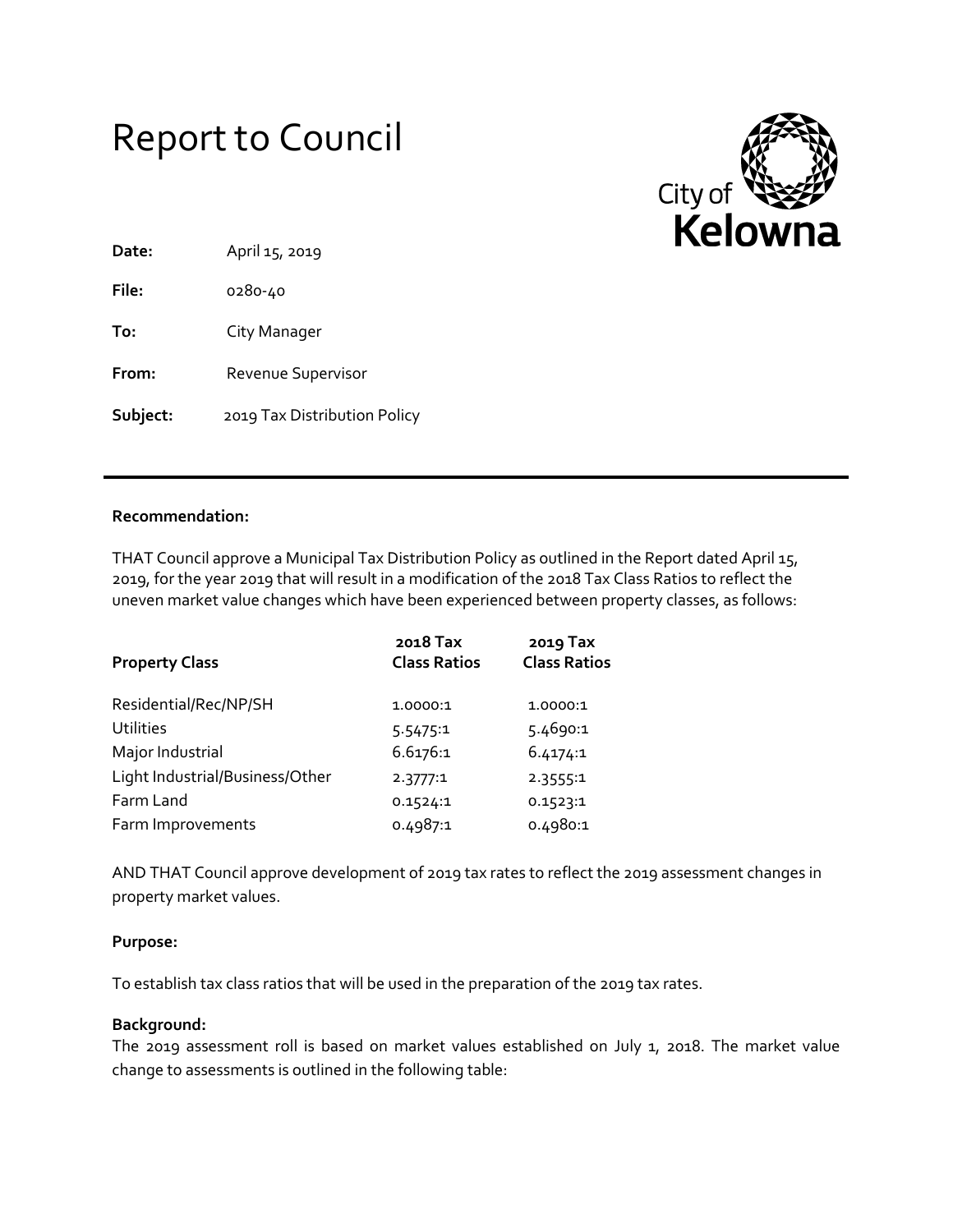# Report to Council

City of Kelowna

**Date:** April 15, 2019

**File:** 0280-40

**To:** City Manager

**From:** Revenue Supervisor

**Subject:** 2019 Tax Distribution Policy

---

**Recommendation:**

THAT Council approve a Municipal Tax Distribution Policy as outlined in the Report dated April 15, 2019, for the year 2019 that will result in a modification of the 2018 Tax Class Ratios to reflect the uneven market value changes which have been experienced between property classes, as follows:

| Property Class | 2018 Tax Class Ratios | 2019 Tax Class Ratios |
|---|---|---|
| Residential/Rec/NP/SH | 1.0000:1 | 1.0000:1 |
| Utilities | 5.5475:1 | 5.4690:1 |
| Major Industrial | 6.6176:1 | 6.4174:1 |
| Light Industrial/Business/Other | 2.3777:1 | 2.3555:1 |
| Farm Land | 0.1524:1 | 0.1523:1 |
| Farm Improvements | 0.4987:1 | 0.4980:1 |

AND THAT Council approve development of 2019 tax rates to reflect the 2019 assessment changes in property market values.

**Purpose:**

To establish tax class ratios that will be used in the preparation of the 2019 tax rates.

**Background:**

The 2019 assessment roll is based on market values established on July 1, 2018. The market value change to assessments is outlined in the following table: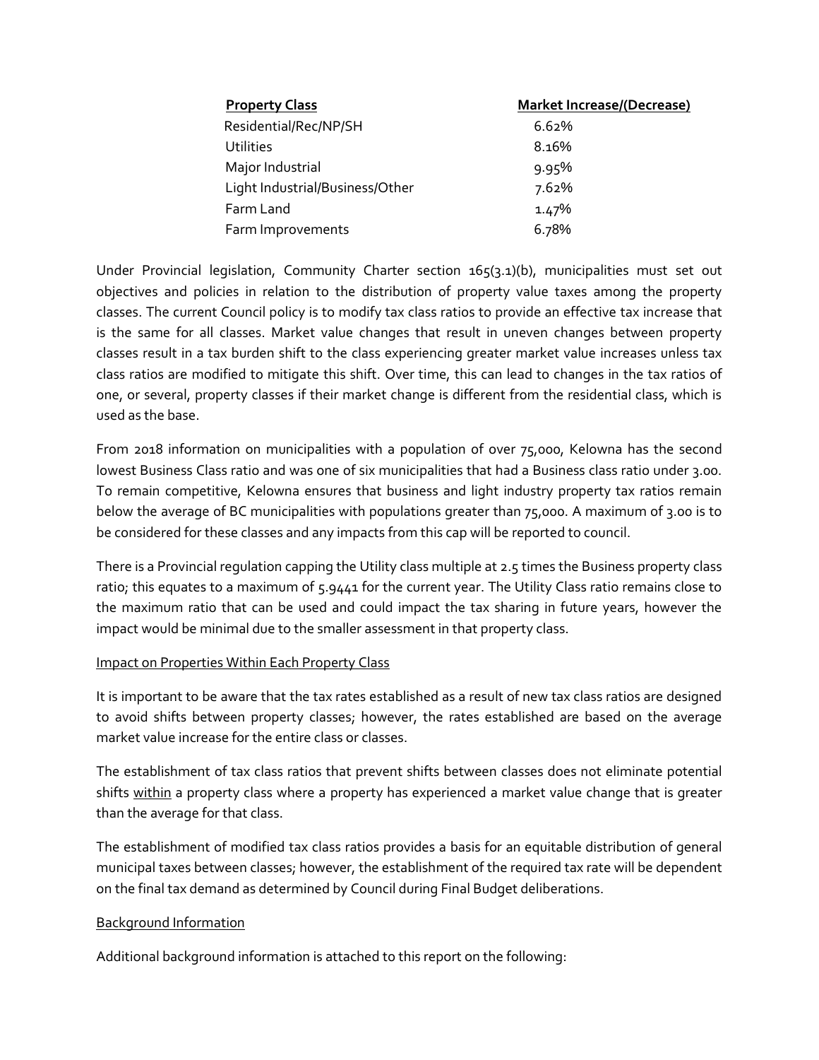| Property Class | Market Increase/(Decrease) |
|---|---|
| Residential/Rec/NP/SH | 6.62% |
| Utilities | 8.16% |
| Major Industrial | 9.95% |
| Light Industrial/Business/Other | 7.62% |
| Farm Land | 1.47% |
| Farm Improvements | 6.78% |

Under Provincial legislation, Community Charter section 165(3.1)(b), municipalities must set out objectives and policies in relation to the distribution of property value taxes among the property classes. The current Council policy is to modify tax class ratios to provide an effective tax increase that is the same for all classes. Market value changes that result in uneven changes between property classes result in a tax burden shift to the class experiencing greater market value increases unless tax class ratios are modified to mitigate this shift. Over time, this can lead to changes in the tax ratios of one, or several, property classes if their market change is different from the residential class, which is used as the base.

From 2018 information on municipalities with a population of over 75,000, Kelowna has the second lowest Business Class ratio and was one of six municipalities that had a Business class ratio under 3.00. To remain competitive, Kelowna ensures that business and light industry property tax ratios remain below the average of BC municipalities with populations greater than 75,000. A maximum of 3.00 is to be considered for these classes and any impacts from this cap will be reported to council.

There is a Provincial regulation capping the Utility class multiple at 2.5 times the Business property class ratio; this equates to a maximum of 5.9441 for the current year. The Utility Class ratio remains close to the maximum ratio that can be used and could impact the tax sharing in future years, however the impact would be minimal due to the smaller assessment in that property class.

<u>Impact on Properties Within Each Property Class</u>

It is important to be aware that the tax rates established as a result of new tax class ratios are designed to avoid shifts between property classes; however, the rates established are based on the average market value increase for the entire class or classes.

The establishment of tax class ratios that prevent shifts between classes does not eliminate potential shifts <u>within</u> a property class where a property has experienced a market value change that is greater than the average for that class.

The establishment of modified tax class ratios provides a basis for an equitable distribution of general municipal taxes between classes; however, the establishment of the required tax rate will be dependent on the final tax demand as determined by Council during Final Budget deliberations.

<u>Background Information</u>

Additional background information is attached to this report on the following: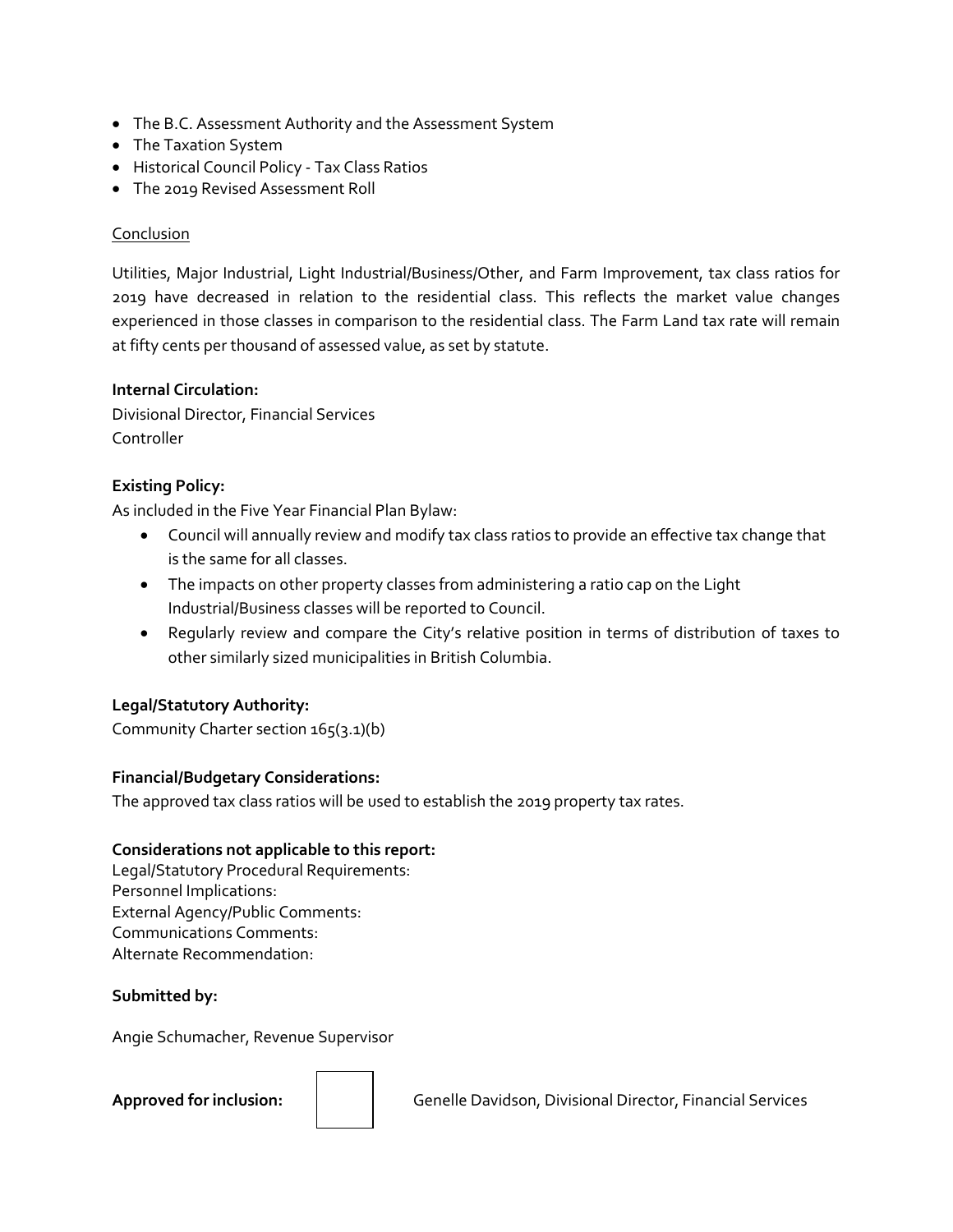- The B.C. Assessment Authority and the Assessment System
- The Taxation System
- Historical Council Policy - Tax Class Ratios
- The 2019 Revised Assessment Roll

Conclusion

Utilities, Major Industrial, Light Industrial/Business/Other, and Farm Improvement, tax class ratios for 2019 have decreased in relation to the residential class. This reflects the market value changes experienced in those classes in comparison to the residential class. The Farm Land tax rate will remain at fifty cents per thousand of assessed value, as set by statute.

**Internal Circulation:**
Divisional Director, Financial Services
Controller

**Existing Policy:**
As included in the Five Year Financial Plan Bylaw:

- Council will annually review and modify tax class ratios to provide an effective tax change that is the same for all classes.
- The impacts on other property classes from administering a ratio cap on the Light Industrial/Business classes will be reported to Council.
- Regularly review and compare the City's relative position in terms of distribution of taxes to other similarly sized municipalities in British Columbia.

**Legal/Statutory Authority:**
Community Charter section 165(3.1)(b)

**Financial/Budgetary Considerations:**
The approved tax class ratios will be used to establish the 2019 property tax rates.

**Considerations not applicable to this report:**
Legal/Statutory Procedural Requirements:
Personnel Implications:
External Agency/Public Comments:
Communications Comments:
Alternate Recommendation:

**Submitted by:**

Angie Schumacher, Revenue Supervisor

**Approved for inclusion:** Genelle Davidson, Divisional Director, Financial Services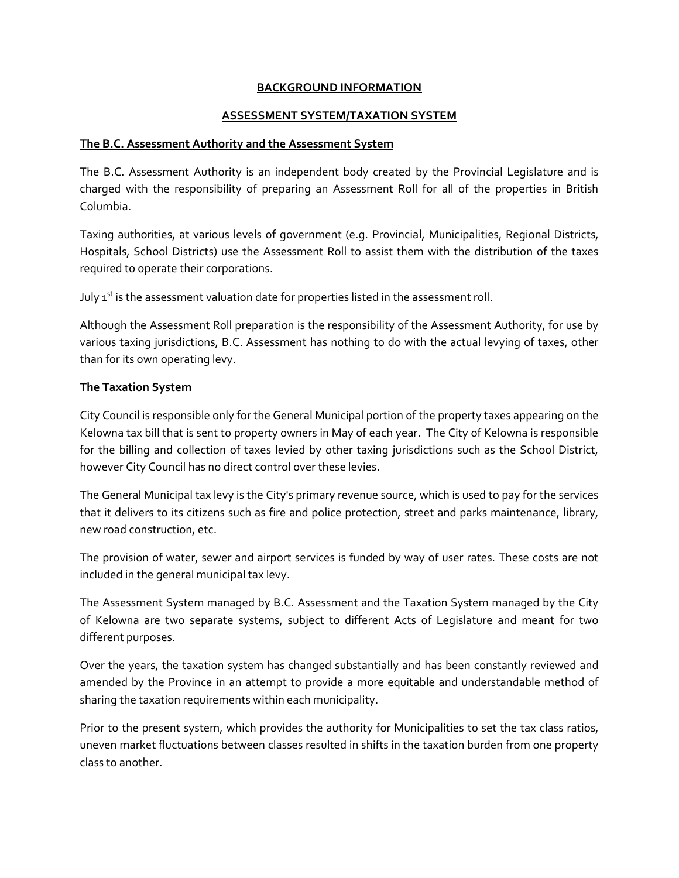**BACKGROUND INFORMATION**

**ASSESSMENT SYSTEM/TAXATION SYSTEM**

**The B.C. Assessment Authority and the Assessment System**

The B.C. Assessment Authority is an independent body created by the Provincial Legislature and is charged with the responsibility of preparing an Assessment Roll for all of the properties in British Columbia.

Taxing authorities, at various levels of government (e.g. Provincial, Municipalities, Regional Districts, Hospitals, School Districts) use the Assessment Roll to assist them with the distribution of the taxes required to operate their corporations.

July 1st is the assessment valuation date for properties listed in the assessment roll.

Although the Assessment Roll preparation is the responsibility of the Assessment Authority, for use by various taxing jurisdictions, B.C. Assessment has nothing to do with the actual levying of taxes, other than for its own operating levy.

**The Taxation System**

City Council is responsible only for the General Municipal portion of the property taxes appearing on the Kelowna tax bill that is sent to property owners in May of each year. The City of Kelowna is responsible for the billing and collection of taxes levied by other taxing jurisdictions such as the School District, however City Council has no direct control over these levies.

The General Municipal tax levy is the City's primary revenue source, which is used to pay for the services that it delivers to its citizens such as fire and police protection, street and parks maintenance, library, new road construction, etc.

The provision of water, sewer and airport services is funded by way of user rates. These costs are not included in the general municipal tax levy.

The Assessment System managed by B.C. Assessment and the Taxation System managed by the City of Kelowna are two separate systems, subject to different Acts of Legislature and meant for two different purposes.

Over the years, the taxation system has changed substantially and has been constantly reviewed and amended by the Province in an attempt to provide a more equitable and understandable method of sharing the taxation requirements within each municipality.

Prior to the present system, which provides the authority for Municipalities to set the tax class ratios, uneven market fluctuations between classes resulted in shifts in the taxation burden from one property class to another.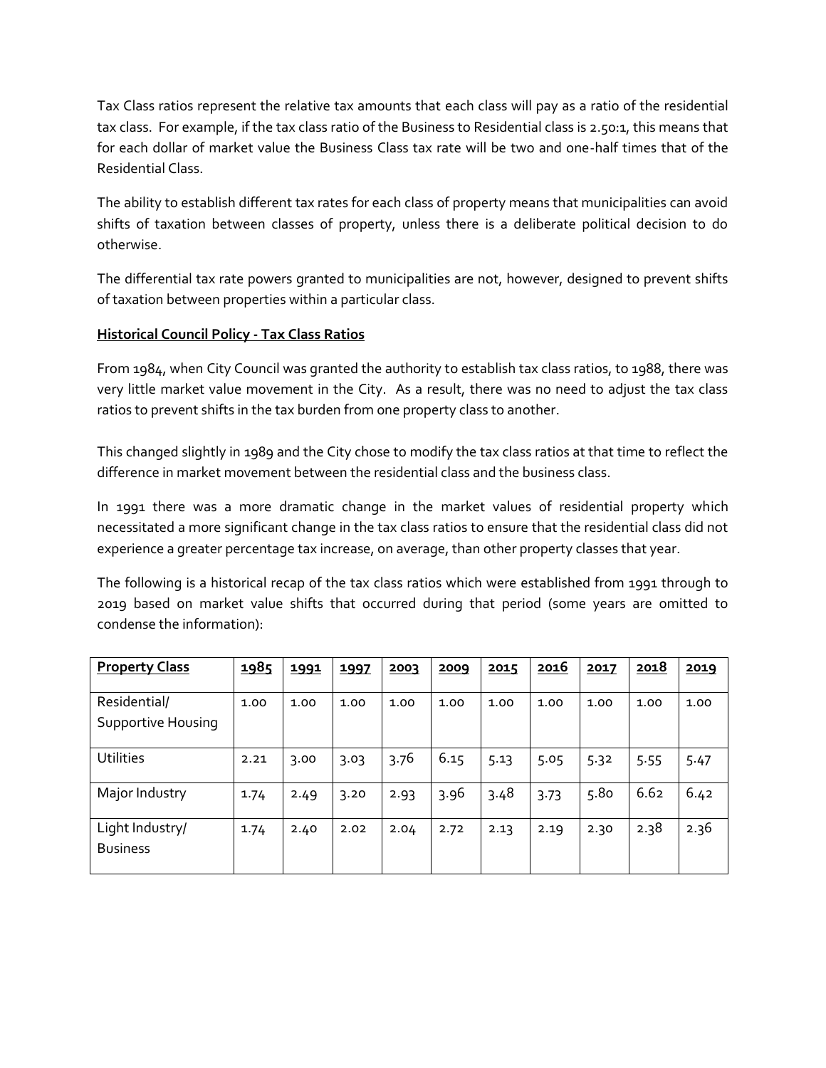Tax Class ratios represent the relative tax amounts that each class will pay as a ratio of the residential tax class. For example, if the tax class ratio of the Business to Residential class is 2.50:1, this means that for each dollar of market value the Business Class tax rate will be two and one-half times that of the Residential Class.

The ability to establish different tax rates for each class of property means that municipalities can avoid shifts of taxation between classes of property, unless there is a deliberate political decision to do otherwise.

The differential tax rate powers granted to municipalities are not, however, designed to prevent shifts of taxation between properties within a particular class.

**Historical Council Policy - Tax Class Ratios**

From 1984, when City Council was granted the authority to establish tax class ratios, to 1988, there was very little market value movement in the City. As a result, there was no need to adjust the tax class ratios to prevent shifts in the tax burden from one property class to another.

This changed slightly in 1989 and the City chose to modify the tax class ratios at that time to reflect the difference in market movement between the residential class and the business class.

In 1991 there was a more dramatic change in the market values of residential property which necessitated a more significant change in the tax class ratios to ensure that the residential class did not experience a greater percentage tax increase, on average, than other property classes that year.

The following is a historical recap of the tax class ratios which were established from 1991 through to 2019 based on market value shifts that occurred during that period (some years are omitted to condense the information):

| **Property Class** | **1985** | **1991** | **1997** | **2003** | **2009** | **2015** | **2016** | **2017** | **2018** | **2019** |
|---|---|---|---|---|---|---|---|---|---|---|
| Residential/ Supportive Housing | 1.00 | 1.00 | 1.00 | 1.00 | 1.00 | 1.00 | 1.00 | 1.00 | 1.00 | 1.00 |
| Utilities | 2.21 | 3.00 | 3.03 | 3.76 | 6.15 | 5.13 | 5.05 | 5.32 | 5.55 | 5.47 |
| Major Industry | 1.74 | 2.49 | 3.20 | 2.93 | 3.96 | 3.48 | 3.73 | 5.80 | 6.62 | 6.42 |
| Light Industry/ Business | 1.74 | 2.40 | 2.02 | 2.04 | 2.72 | 2.13 | 2.19 | 2.30 | 2.38 | 2.36 |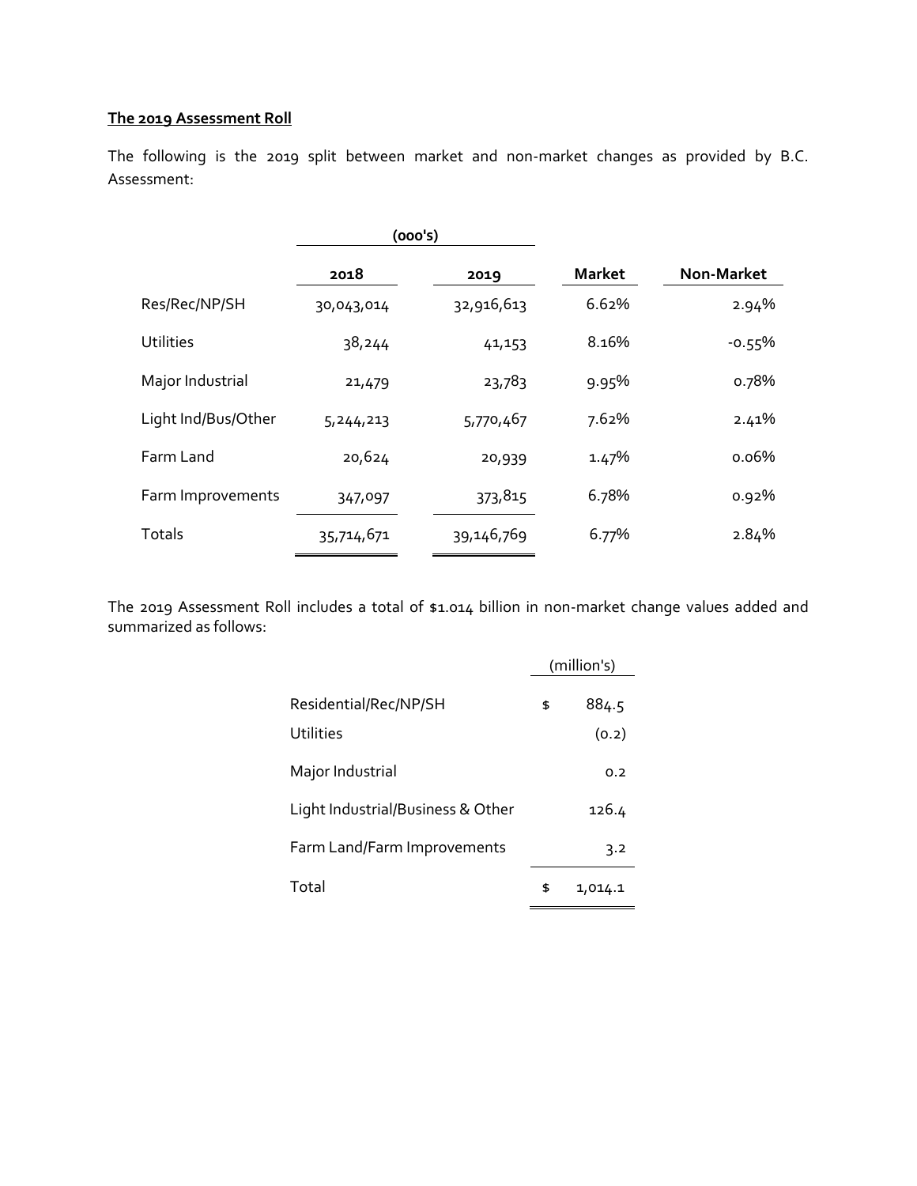## The 2019 Assessment Roll

The following is the 2019 split between market and non-market changes as provided by B.C. Assessment:

| | (000's) | | | |
|---|---|---|---|---|
| | 2018 | 2019 | Market | Non-Market |
| Res/Rec/NP/SH | 30,043,014 | 32,916,613 | 6.62% | 2.94% |
| Utilities | 38,244 | 41,153 | 8.16% | -0.55% |
| Major Industrial | 21,479 | 23,783 | 9.95% | 0.78% |
| Light Ind/Bus/Other | 5,244,213 | 5,770,467 | 7.62% | 2.41% |
| Farm Land | 20,624 | 20,939 | 1.47% | 0.06% |
| Farm Improvements | 347,097 | 373,815 | 6.78% | 0.92% |
| Totals | 35,714,671 | 39,146,769 | 6.77% | 2.84% |

The 2019 Assessment Roll includes a total of $1.014 billion in non-market change values added and summarized as follows:

| | (million's) |
|---|---|
| Residential/Rec/NP/SH | $ 884.5 |
| Utilities | (0.2) |
| Major Industrial | 0.2 |
| Light Industrial/Business & Other | 126.4 |
| Farm Land/Farm Improvements | 3.2 |
| Total | $ 1,014.1 |